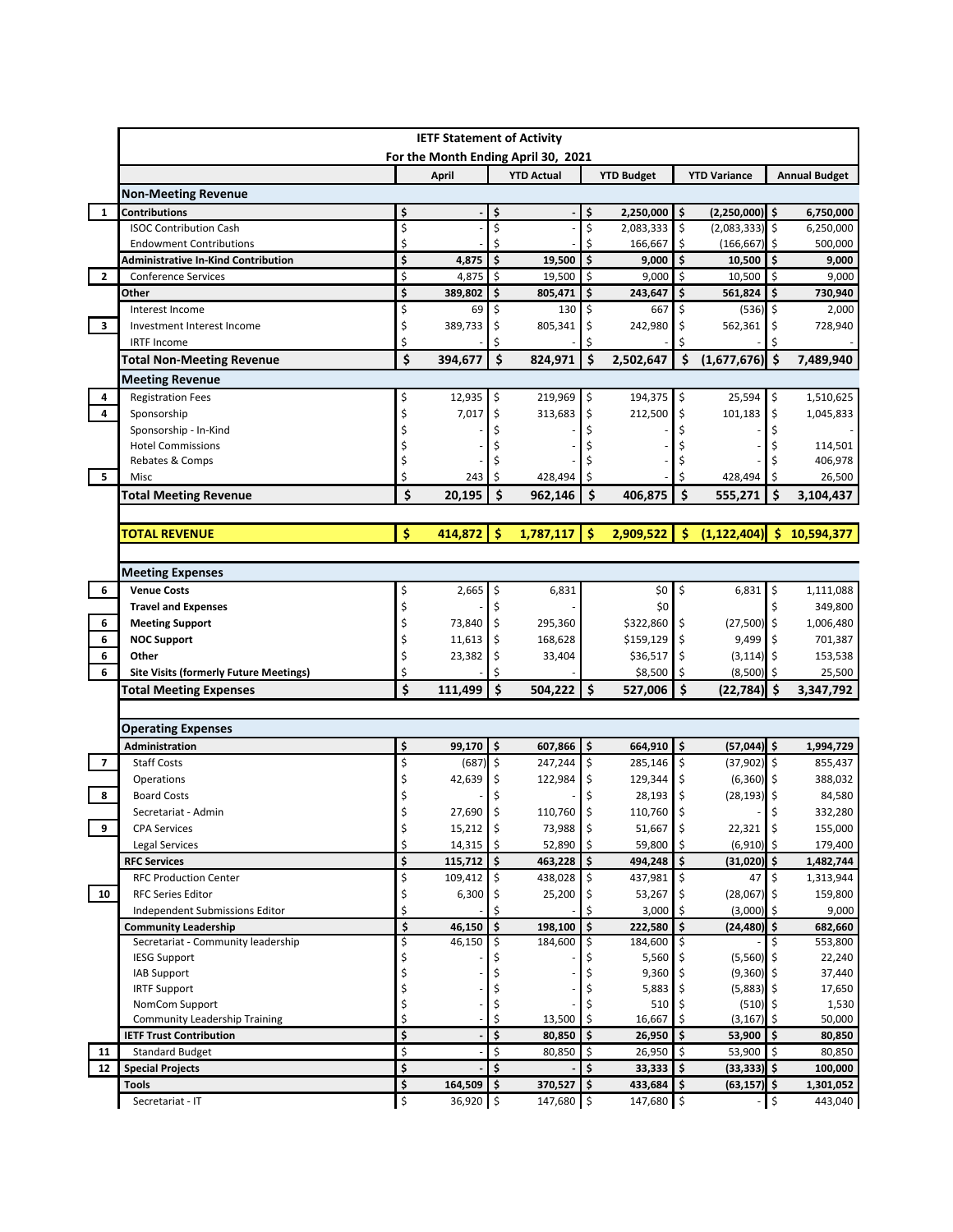# IETF Statement of Activity

## For the Month Ending April 30, 2021

| | | April | YTD Actual | YTD Budget | YTD Variance | Annual Budget |
|---|---|---|---|---|---|---|
| | **Non-Meeting Revenue** | | | | | |
| 1 | **Contributions** | **$ -** | **$ -** | **$ 2,250,000** | **$ (2,250,000)** | **$ 6,750,000** |
| | ISOC Contribution Cash | $ - | $ - | $ 2,083,333 | $ (2,083,333) | $ 6,250,000 |
| | Endowment Contributions | $ - | $ - | $ 166,667 | $ (166,667) | $ 500,000 |
| | **Administrative In-Kind Contribution** | **$ 4,875** | **$ 19,500** | **$ 9,000** | **$ 10,500** | **$ 9,000** |
| 2 | Conference Services | $ 4,875 | $ 19,500 | $ 9,000 | $ 10,500 | $ 9,000 |
| | **Other** | **$ 389,802** | **$ 805,471** | **$ 243,647** | **$ 561,824** | **$ 730,940** |
| | Interest Income | $ 69 | $ 130 | $ 667 | $ (536) | $ 2,000 |
| 3 | Investment Interest Income | $ 389,733 | $ 805,341 | $ 242,980 | $ 562,361 | $ 728,940 |
| | IRTF Income | $ - | $ - | $ - | $ - | $ - |
| | **Total Non-Meeting Revenue** | **$ 394,677** | **$ 824,971** | **$ 2,502,647** | **$ (1,677,676)** | **$ 7,489,940** |
| | **Meeting Revenue** | | | | | |
| 4 | Registration Fees | $ 12,935 | $ 219,969 | $ 194,375 | $ 25,594 | $ 1,510,625 |
| 4 | Sponsorship | $ 7,017 | $ 313,683 | $ 212,500 | $ 101,183 | $ 1,045,833 |
| | Sponsorship - In-Kind | $ - | $ - | $ - | $ - | $ - |
| | Hotel Commissions | $ - | $ - | $ - | $ - | $ 114,501 |
| | Rebates & Comps | $ - | $ - | $ - | $ - | $ 406,978 |
| 5 | Misc | $ 243 | $ 428,494 | $ - | $ 428,494 | $ 26,500 |
| | **Total Meeting Revenue** | **$ 20,195** | **$ 962,146** | **$ 406,875** | **$ 555,271** | **$ 3,104,437** |
| | **TOTAL REVENUE** | **$ 414,872** | **$ 1,787,117** | **$ 2,909,522** | **$ (1,122,404)** | **$ 10,594,377** |
| | **Meeting Expenses** | | | | | |
| 6 | **Venue Costs** | $ 2,665 | $ 6,831 | $0 | $ 6,831 | $ 1,111,088 |
| | **Travel and Expenses** | $ - | $ - | $0 | | $ 349,800 |
| 6 | **Meeting Support** | $ 73,840 | $ 295,360 | $322,860 | $ (27,500) | $ 1,006,480 |
| 6 | **NOC Support** | $ 11,613 | $ 168,628 | $159,129 | $ 9,499 | $ 701,387 |
| 6 | **Other** | $ 23,382 | $ 33,404 | $36,517 | $ (3,114) | $ 153,538 |
| 6 | **Site Visits (formerly Future Meetings)** | $ - | $ - | $8,500 | $ (8,500) | $ 25,500 |
| | **Total Meeting Expenses** | **$ 111,499** | **$ 504,222** | **$ 527,006** | **$ (22,784)** | **$ 3,347,792** |
| | **Operating Expenses** | | | | | |
| | **Administration** | **$ 99,170** | **$ 607,866** | **$ 664,910** | **$ (57,044)** | **$ 1,994,729** |
| 7 | Staff Costs | $ (687) | $ 247,244 | $ 285,146 | $ (37,902) | $ 855,437 |
| | Operations | $ 42,639 | $ 122,984 | $ 129,344 | $ (6,360) | $ 388,032 |
| 8 | Board Costs | $ - | $ - | $ 28,193 | $ (28,193) | $ 84,580 |
| | Secretariat - Admin | $ 27,690 | $ 110,760 | $ 110,760 | $ - | $ 332,280 |
| 9 | CPA Services | $ 15,212 | $ 73,988 | $ 51,667 | $ 22,321 | $ 155,000 |
| | Legal Services | $ 14,315 | $ 52,890 | $ 59,800 | $ (6,910) | $ 179,400 |
| | **RFC Services** | **$ 115,712** | **$ 463,228** | **$ 494,248** | **$ (31,020)** | **$ 1,482,744** |
| | RFC Production Center | $ 109,412 | $ 438,028 | $ 437,981 | $ 47 | $ 1,313,944 |
| 10 | RFC Series Editor | $ 6,300 | $ 25,200 | $ 53,267 | $ (28,067) | $ 159,800 |
| | Independent Submissions Editor | $ - | $ - | $ 3,000 | $ (3,000) | $ 9,000 |
| | **Community Leadership** | **$ 46,150** | **$ 198,100** | **$ 222,580** | **$ (24,480)** | **$ 682,660** |
| | Secretariat - Community leadership | $ 46,150 | $ 184,600 | $ 184,600 | $ - | $ 553,800 |
| | IESG Support | $ - | $ - | $ 5,560 | $ (5,560) | $ 22,240 |
| | IAB Support | $ - | $ - | $ 9,360 | $ (9,360) | $ 37,440 |
| | IRTF Support | $ - | $ - | $ 5,883 | $ (5,883) | $ 17,650 |
| | NomCom Support | $ - | $ - | $ 510 | $ (510) | $ 1,530 |
| | Community Leadership Training | $ - | $ 13,500 | $ 16,667 | $ (3,167) | $ 50,000 |
| | **IETF Trust Contribution** | **$ -** | **$ 80,850** | **$ 26,950** | **$ 53,900** | **$ 80,850** |
| 11 | Standard Budget | $ - | $ 80,850 | $ 26,950 | $ 53,900 | $ 80,850 |
| 12 | **Special Projects** | **$ -** | **$ -** | **$ 33,333** | **$ (33,333)** | **$ 100,000** |
| | **Tools** | **$ 164,509** | **$ 370,527** | **$ 433,684** | **$ (63,157)** | **$ 1,301,052** |
| | Secretariat - IT | $ 36,920 | $ 147,680 | $ 147,680 | $ - | $ 443,040 |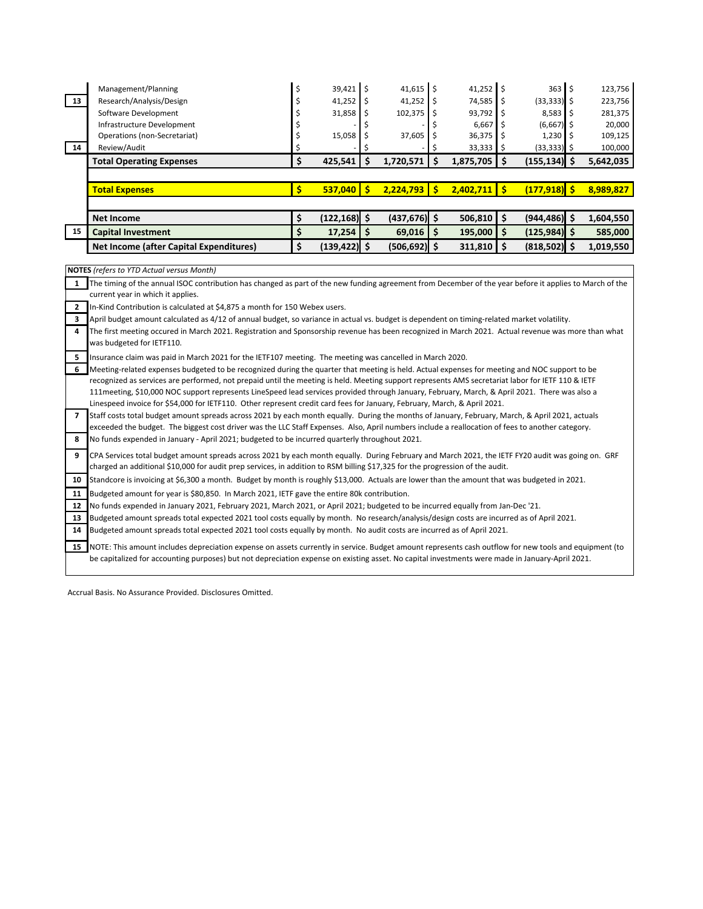| | | | | | | |
|---|---|---|---|---|---|---|
| | Management/Planning | $ 39,421 | $ 41,615 | $ 41,252 | $ 363 | $ 123,756 |
| 13 | Research/Analysis/Design | $ 41,252 | $ 41,252 | $ 74,585 | $ (33,333) | $ 223,756 |
| | Software Development | $ 31,858 | $ 102,375 | $ 93,792 | $ 8,583 | $ 281,375 |
| | Infrastructure Development | $ - | $ - | $ 6,667 | $ (6,667) | $ 20,000 |
| | Operations (non-Secretariat) | $ 15,058 | $ 37,605 | $ 36,375 | $ 1,230 | $ 109,125 |
| 14 | Review/Audit | $ - | $ - | $ 33,333 | $ (33,333) | $ 100,000 |
| | **Total Operating Expenses** | **$ 425,541** | **$ 1,720,571** | **$ 1,875,705** | **$ (155,134)** | **$ 5,642,035** |
| | | | | | | |
| | **Total Expenses** | **$ 537,040** | **$ 2,224,793** | **$ 2,402,711** | **$ (177,918)** | **$ 8,989,827** |
| | | | | | | |
| | **Net Income** | **$ (122,168)** | **$ (437,676)** | **$ 506,810** | **$ (944,486)** | **$ 1,604,550** |
| 15 | **Capital Investment** | **$ 17,254** | **$ 69,016** | **$ 195,000** | **$ (125,984)** | **$ 585,000** |
| | **Net Income (after Capital Expenditures)** | **$ (139,422)** | **$ (506,692)** | **$ 311,810** | **$ (818,502)** | **$ 1,019,550** |

**NOTES** *(refers to YTD Actual versus Month)*

| | |
|---|---|
| 1 | The timing of the annual ISOC contribution has changed as part of the new funding agreement from December of the year before it applies to March of the current year in which it applies. |
| 2 | In-Kind Contribution is calculated at $4,875 a month for 150 Webex users. |
| 3 | April budget amount calculated as 4/12 of annual budget, so variance in actual vs. budget is dependent on timing-related market volatility. |
| 4 | The first meeting occured in March 2021. Registration and Sponsorship revenue has been recognized in March 2021. Actual revenue was more than what was budgeted for IETF110. |
| 5 | Insurance claim was paid in March 2021 for the IETF107 meeting. The meeting was cancelled in March 2020. |
| 6 | Meeting-related expenses budgeted to be recognized during the quarter that meeting is held. Actual expenses for meeting and NOC support to be recognized as services are performed, not prepaid until the meeting is held. Meeting support represents AMS secretariat labor for IETF 110 & IETF 111meeting, $10,000 NOC support represents LineSpeed lead services provided through January, February, March, & April 2021. There was also a Linespeed invoice for $54,000 for IETF110. Other represent credit card fees for January, February, March, & April 2021. |
| 7 | Staff costs total budget amount spreads across 2021 by each month equally. During the months of January, February, March, & April 2021, actuals exceeded the budget. The biggest cost driver was the LLC Staff Expenses. Also, April numbers include a reallocation of fees to another category. |
| 8 | No funds expended in January - April 2021; budgeted to be incurred quarterly throughout 2021. |
| 9 | CPA Services total budget amount spreads across 2021 by each month equally. During February and March 2021, the IETF FY20 audit was going on. GRF charged an additional $10,000 for audit prep services, in addition to RSM billing $17,325 for the progression of the audit. |
| 10 | Standcore is invoicing at $6,300 a month. Budget by month is roughly $13,000. Actuals are lower than the amount that was budgeted in 2021. |
| 11 | Budgeted amount for year is $80,850. In March 2021, IETF gave the entire 80k contribution. |
| 12 | No funds expended in January 2021, February 2021, March 2021, or April 2021; budgeted to be incurred equally from Jan-Dec '21. |
| 13 | Budgeted amount spreads total expected 2021 tool costs equally by month. No research/analysis/design costs are incurred as of April 2021. |
| 14 | Budgeted amount spreads total expected 2021 tool costs equally by month. No audit costs are incurred as of April 2021. |
| 15 | NOTE: This amount includes depreciation expense on assets currently in service. Budget amount represents cash outflow for new tools and equipment (to be capitalized for accounting purposes) but not depreciation expense on existing asset. No capital investments were made in January-April 2021. |

Accrual Basis. No Assurance Provided. Disclosures Omitted.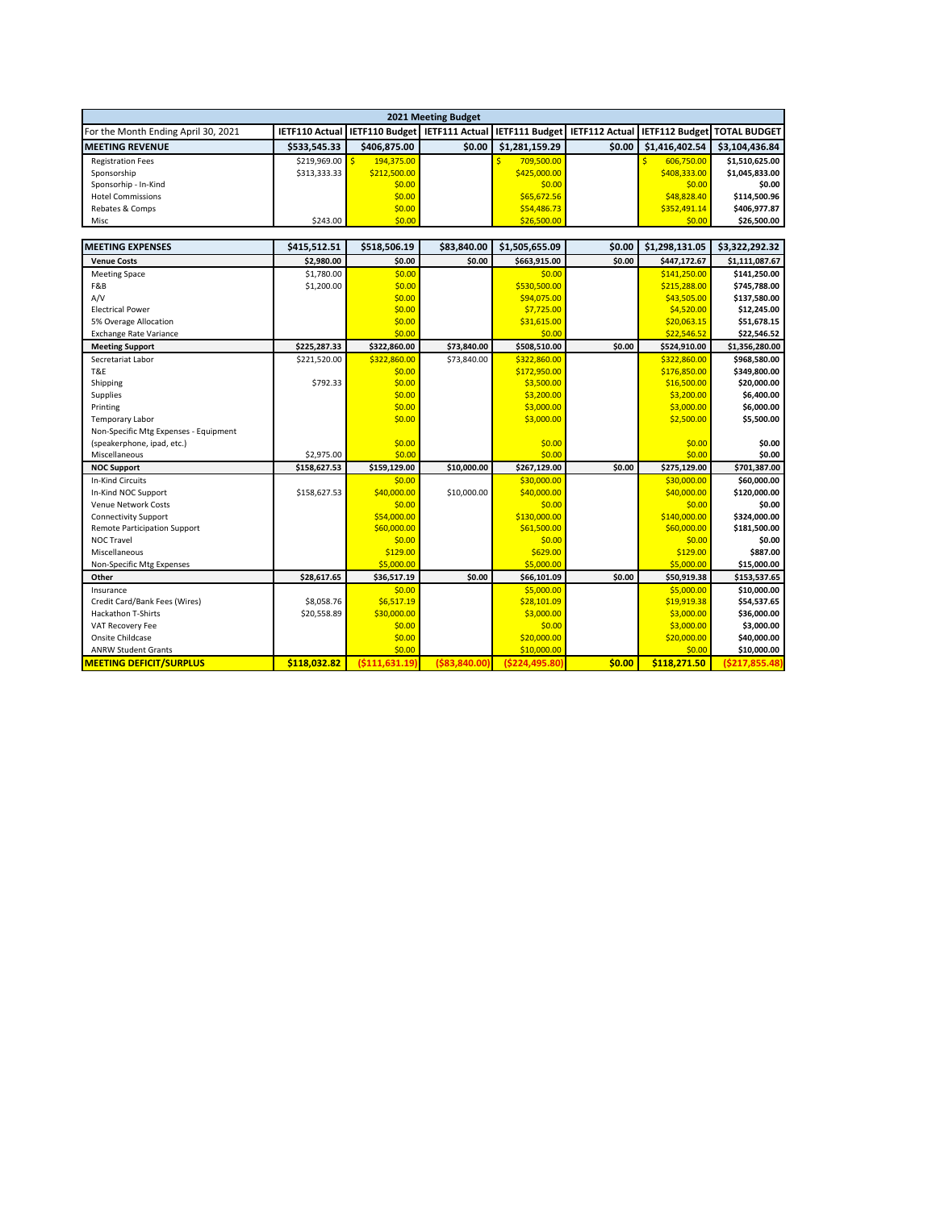| 2021 Meeting Budget | | | | | | | |
|---|---|---|---|---|---|---|---|
| For the Month Ending April 30, 2021 | IETF110 Actual | IETF110 Budget | IETF111 Actual | IETF111 Budget | IETF112 Actual | IETF112 Budget | TOTAL BUDGET |
| **MEETING REVENUE** | **$533,545.33** | **$406,875.00** | **$0.00** | **$1,281,159.29** | **$0.00** | **$1,416,402.54** | **$3,104,436.84** |
| Registration Fees | $219,969.00 | $ 194,375.00 | | $ 709,500.00 | | $ 606,750.00 | $1,510,625.00 |
| Sponsorship | $313,333.33 | $212,500.00 | | $425,000.00 | | $408,333.00 | $1,045,833.00 |
| Sponsorhip - In-Kind | | $0.00 | | $0.00 | | $0.00 | $0.00 |
| Hotel Commissions | | $0.00 | | $65,672.56 | | $48,828.40 | $114,500.96 |
| Rebates & Comps | | $0.00 | | $54,486.73 | | $352,491.14 | $406,977.87 |
| Misc | $243.00 | $0.00 | | $26,500.00 | | $0.00 | $26,500.00 |
| | | | | | | | |
| **MEETING EXPENSES** | **$415,512.51** | **$518,506.19** | **$83,840.00** | **$1,505,655.09** | **$0.00** | **$1,298,131.05** | **$3,322,292.32** |
| **Venue Costs** | **$2,980.00** | **$0.00** | **$0.00** | **$663,915.00** | **$0.00** | **$447,172.67** | **$1,111,087.67** |
| Meeting Space | $1,780.00 | $0.00 | | $0.00 | | $141,250.00 | $141,250.00 |
| F&B | $1,200.00 | $0.00 | | $530,500.00 | | $215,288.00 | $745,788.00 |
| A/V | | $0.00 | | $94,075.00 | | $43,505.00 | $137,580.00 |
| Electrical Power | | $0.00 | | $7,725.00 | | $4,520.00 | $12,245.00 |
| 5% Overage Allocation | | $0.00 | | $31,615.00 | | $20,063.15 | $51,678.15 |
| Exchange Rate Variance | | $0.00 | | $0.00 | | $22,546.52 | $22,546.52 |
| **Meeting Support** | **$225,287.33** | **$322,860.00** | **$73,840.00** | **$508,510.00** | **$0.00** | **$524,910.00** | **$1,356,280.00** |
| Secretariat Labor | $221,520.00 | $322,860.00 | $73,840.00 | $322,860.00 | | $322,860.00 | $968,580.00 |
| T&E | | $0.00 | | $172,950.00 | | $176,850.00 | $349,800.00 |
| Shipping | $792.33 | $0.00 | | $3,500.00 | | $16,500.00 | $20,000.00 |
| Supplies | | $0.00 | | $3,200.00 | | $3,200.00 | $6,400.00 |
| Printing | | $0.00 | | $3,000.00 | | $3,000.00 | $6,000.00 |
| Temporary Labor | | $0.00 | | $3,000.00 | | $2,500.00 | $5,500.00 |
| Non-Specific Mtg Expenses - Equipment (speakerphone, ipad, etc.) | | $0.00 | | $0.00 | | $0.00 | $0.00 |
| Miscellaneous | $2,975.00 | $0.00 | | $0.00 | | $0.00 | $0.00 |
| **NOC Support** | **$158,627.53** | **$159,129.00** | **$10,000.00** | **$267,129.00** | **$0.00** | **$275,129.00** | **$701,387.00** |
| In-Kind Circuits | | $0.00 | | $30,000.00 | | $30,000.00 | $60,000.00 |
| In-Kind NOC Support | $158,627.53 | $40,000.00 | $10,000.00 | $40,000.00 | | $40,000.00 | $120,000.00 |
| Venue Network Costs | | $0.00 | | $0.00 | | $0.00 | $0.00 |
| Connectivity Support | | $54,000.00 | | $130,000.00 | | $140,000.00 | $324,000.00 |
| Remote Participation Support | | $60,000.00 | | $61,500.00 | | $60,000.00 | $181,500.00 |
| NOC Travel | | $0.00 | | $0.00 | | $0.00 | $0.00 |
| Miscellaneous | | $129.00 | | $629.00 | | $129.00 | $887.00 |
| Non-Specific Mtg Expenses | | $5,000.00 | | $5,000.00 | | $5,000.00 | $15,000.00 |
| **Other** | **$28,617.65** | **$36,517.19** | **$0.00** | **$66,101.09** | **$0.00** | **$50,919.38** | **$153,537.65** |
| Insurance | | $0.00 | | $5,000.00 | | $5,000.00 | $10,000.00 |
| Credit Card/Bank Fees (Wires) | $8,058.76 | $6,517.19 | | $28,101.09 | | $19,919.38 | $54,537.65 |
| Hackathon T-Shirts | $20,558.89 | $30,000.00 | | $3,000.00 | | $3,000.00 | $36,000.00 |
| VAT Recovery Fee | | $0.00 | | $0.00 | | $3,000.00 | $3,000.00 |
| Onsite Childcase | | $0.00 | | $20,000.00 | | $20,000.00 | $40,000.00 |
| ANRW Student Grants | | $0.00 | | $10,000.00 | | $0.00 | $10,000.00 |
| **MEETING DEFICIT/SURPLUS** | **$118,032.82** | **($111,631.19)** | **($83,840.00)** | **($224,495.80)** | **$0.00** | **$118,271.50** | **($217,855.48)** |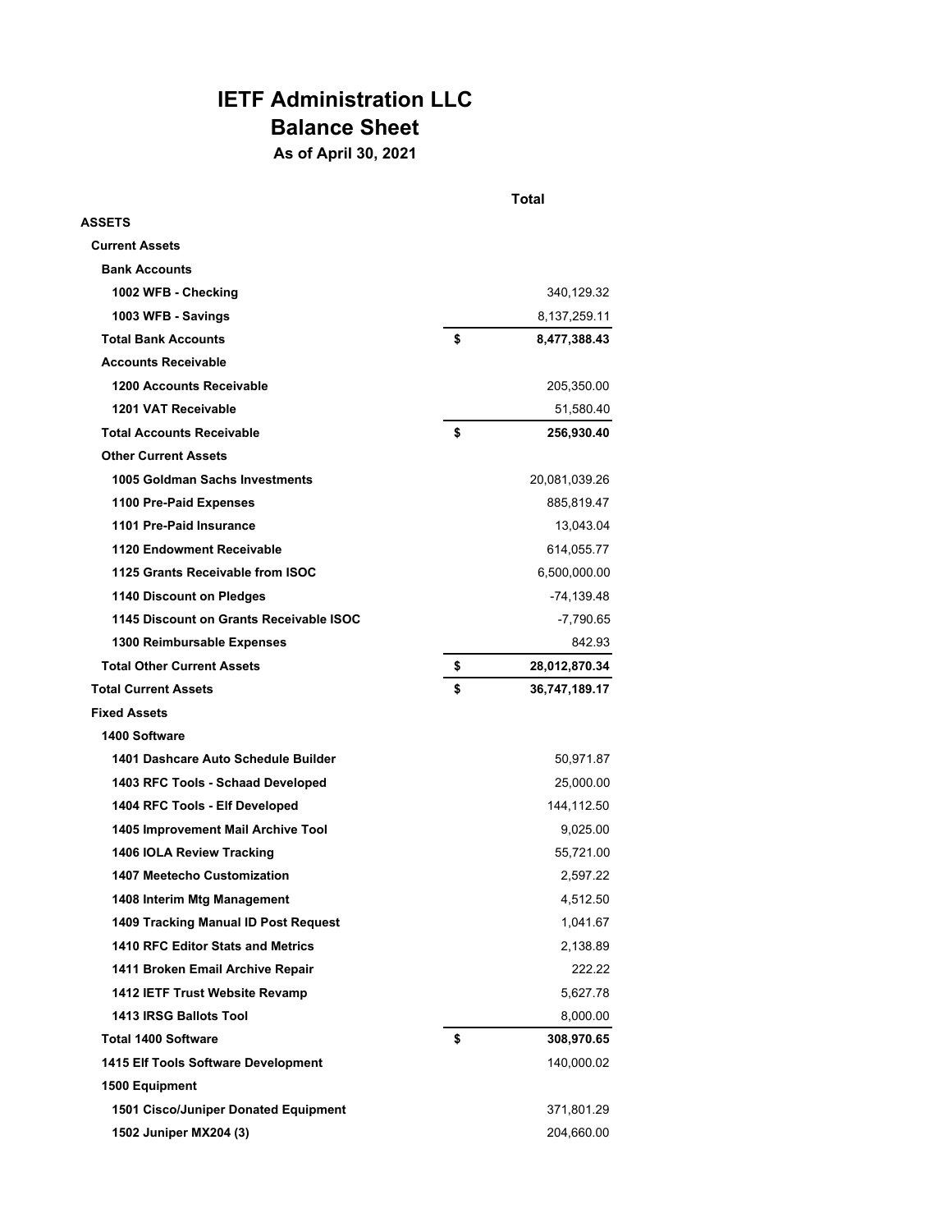# IETF Administration LLC
## Balance Sheet
### As of April 30, 2021

| | Total |
|---|---|
| **ASSETS** | |
| **Current Assets** | |
| **Bank Accounts** | |
| **1002 WFB - Checking** | 340,129.32 |
| **1003 WFB - Savings** | 8,137,259.11 |
| **Total Bank Accounts** | **$ 8,477,388.43** |
| **Accounts Receivable** | |
| **1200 Accounts Receivable** | 205,350.00 |
| **1201 VAT Receivable** | 51,580.40 |
| **Total Accounts Receivable** | **$ 256,930.40** |
| **Other Current Assets** | |
| **1005 Goldman Sachs Investments** | 20,081,039.26 |
| **1100 Pre-Paid Expenses** | 885,819.47 |
| **1101 Pre-Paid Insurance** | 13,043.04 |
| **1120 Endowment Receivable** | 614,055.77 |
| **1125 Grants Receivable from ISOC** | 6,500,000.00 |
| **1140 Discount on Pledges** | -74,139.48 |
| **1145 Discount on Grants Receivable ISOC** | -7,790.65 |
| **1300 Reimbursable Expenses** | 842.93 |
| **Total Other Current Assets** | **$ 28,012,870.34** |
| **Total Current Assets** | **$ 36,747,189.17** |
| **Fixed Assets** | |
| **1400 Software** | |
| **1401 Dashcare Auto Schedule Builder** | 50,971.87 |
| **1403 RFC Tools - Schaad Developed** | 25,000.00 |
| **1404 RFC Tools - Elf Developed** | 144,112.50 |
| **1405 Improvement Mail Archive Tool** | 9,025.00 |
| **1406 IOLA Review Tracking** | 55,721.00 |
| **1407 Meetecho Customization** | 2,597.22 |
| **1408 Interim Mtg Management** | 4,512.50 |
| **1409 Tracking Manual ID Post Request** | 1,041.67 |
| **1410 RFC Editor Stats and Metrics** | 2,138.89 |
| **1411 Broken Email Archive Repair** | 222.22 |
| **1412 IETF Trust Website Revamp** | 5,627.78 |
| **1413 IRSG Ballots Tool** | 8,000.00 |
| **Total 1400 Software** | **$ 308,970.65** |
| **1415 Elf Tools Software Development** | 140,000.02 |
| **1500 Equipment** | |
| **1501 Cisco/Juniper Donated Equipment** | 371,801.29 |
| **1502 Juniper MX204 (3)** | 204,660.00 |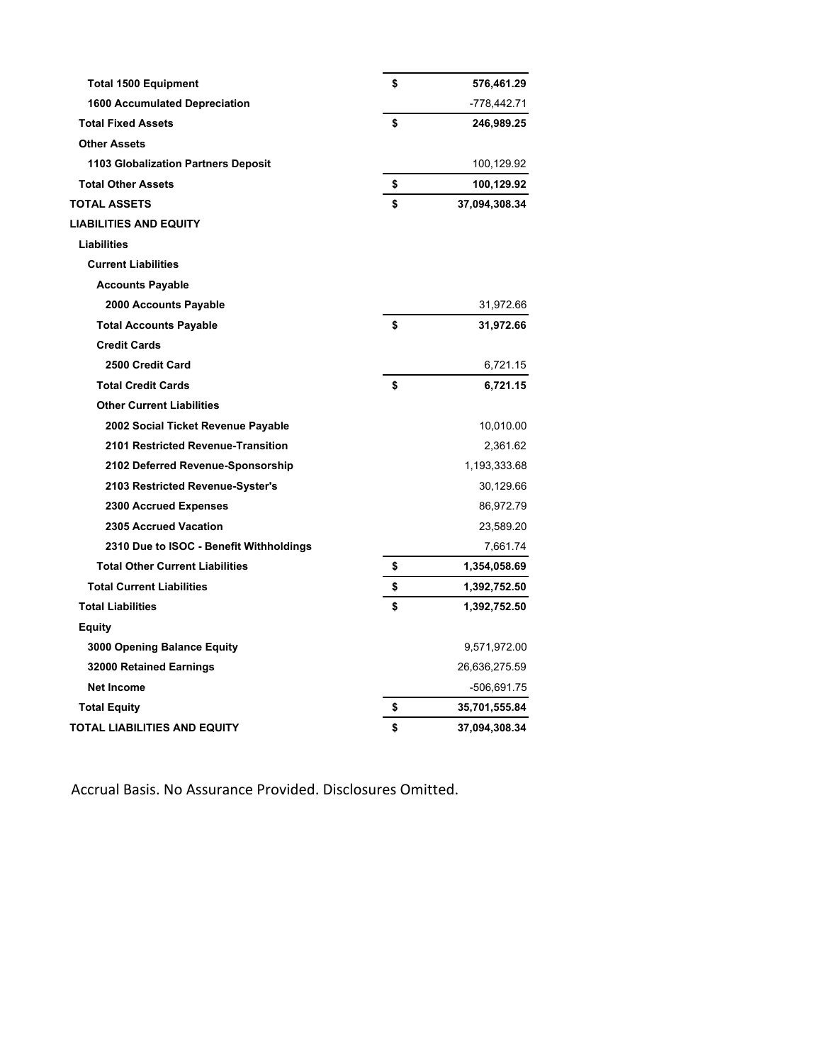| | | |
|---|---|---|
| **Total 1500 Equipment** | **$** | **576,461.29** |
| **1600 Accumulated Depreciation** | | -778,442.71 |
| **Total Fixed Assets** | **$** | **246,989.25** |
| **Other Assets** | | |
| **1103 Globalization Partners Deposit** | | 100,129.92 |
| **Total Other Assets** | **$** | **100,129.92** |
| **TOTAL ASSETS** | **$** | **37,094,308.34** |
| **LIABILITIES AND EQUITY** | | |
| **Liabilities** | | |
| **Current Liabilities** | | |
| **Accounts Payable** | | |
| **2000 Accounts Payable** | | 31,972.66 |
| **Total Accounts Payable** | **$** | **31,972.66** |
| **Credit Cards** | | |
| **2500 Credit Card** | | 6,721.15 |
| **Total Credit Cards** | **$** | **6,721.15** |
| **Other Current Liabilities** | | |
| **2002 Social Ticket Revenue Payable** | | 10,010.00 |
| **2101 Restricted Revenue-Transition** | | 2,361.62 |
| **2102 Deferred Revenue-Sponsorship** | | 1,193,333.68 |
| **2103 Restricted Revenue-Syster's** | | 30,129.66 |
| **2300 Accrued Expenses** | | 86,972.79 |
| **2305 Accrued Vacation** | | 23,589.20 |
| **2310 Due to ISOC - Benefit Withholdings** | | 7,661.74 |
| **Total Other Current Liabilities** | **$** | **1,354,058.69** |
| **Total Current Liabilities** | **$** | **1,392,752.50** |
| **Total Liabilities** | **$** | **1,392,752.50** |
| **Equity** | | |
| **3000 Opening Balance Equity** | | 9,571,972.00 |
| **32000 Retained Earnings** | | 26,636,275.59 |
| **Net Income** | | -506,691.75 |
| **Total Equity** | **$** | **35,701,555.84** |
| **TOTAL LIABILITIES AND EQUITY** | **$** | **37,094,308.34** |

Accrual Basis. No Assurance Provided. Disclosures Omitted.